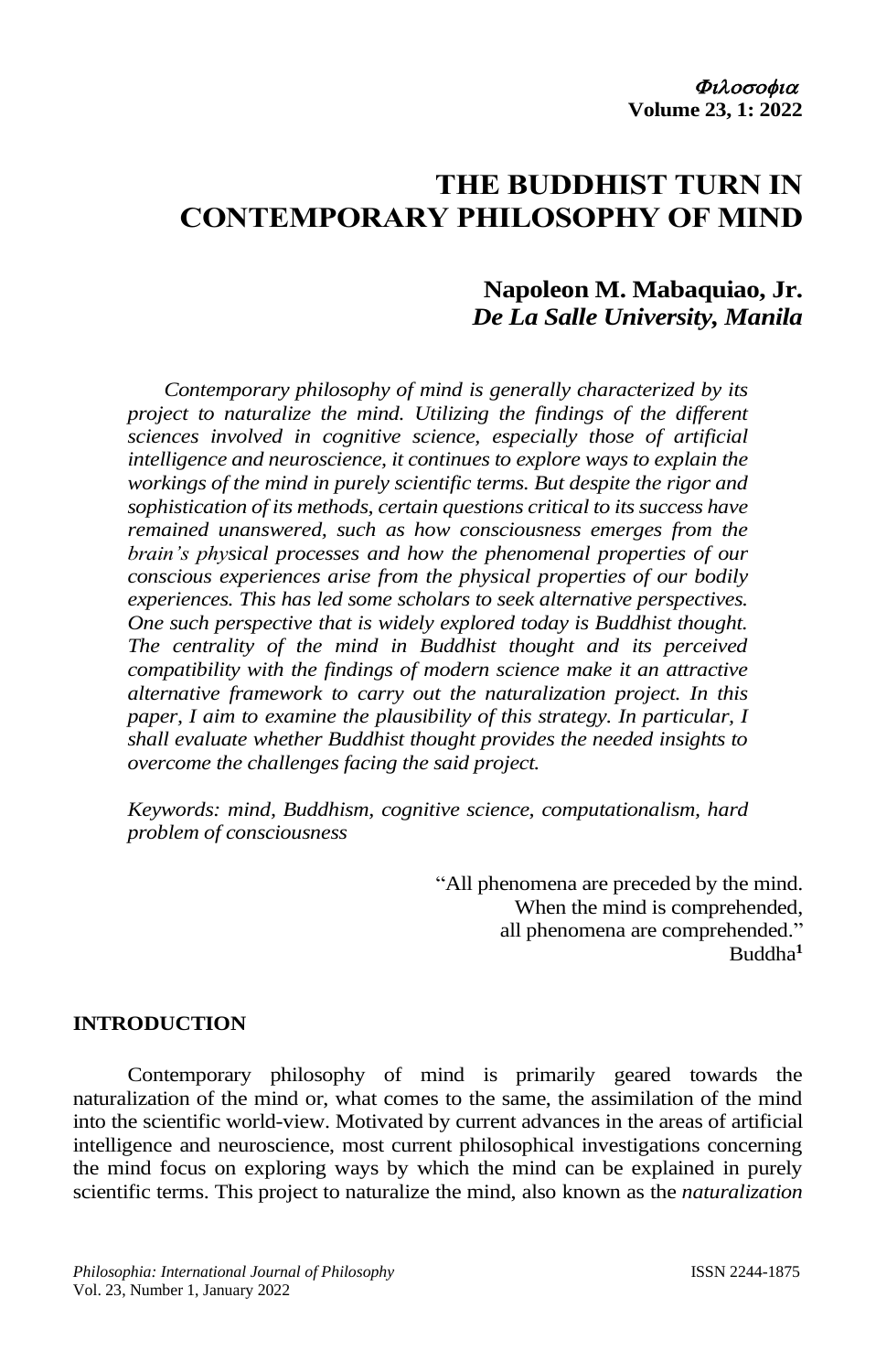# THE BUDDHIST TURN IN CONTEMPORARY PHILOSOPHY OF MIND

**Napoleon M. Mabaquiao, Jr.**
***De La Salle University, Manila***

*Contemporary philosophy of mind is generally characterized by its project to naturalize the mind. Utilizing the findings of the different sciences involved in cognitive science, especially those of artificial intelligence and neuroscience, it continues to explore ways to explain the workings of the mind in purely scientific terms. But despite the rigor and sophistication of its methods, certain questions critical to its success have remained unanswered, such as how consciousness emerges from the brain's physical processes and how the phenomenal properties of our conscious experiences arise from the physical properties of our bodily experiences. This has led some scholars to seek alternative perspectives. One such perspective that is widely explored today is Buddhist thought. The centrality of the mind in Buddhist thought and its perceived compatibility with the findings of modern science make it an attractive alternative framework to carry out the naturalization project. In this paper, I aim to examine the plausibility of this strategy. In particular, I shall evaluate whether Buddhist thought provides the needed insights to overcome the challenges facing the said project.*

*Keywords: mind, Buddhism, cognitive science, computationalism, hard problem of consciousness*

"All phenomena are preceded by the mind.
When the mind is comprehended,
all phenomena are comprehended."
Buddha[1]

## INTRODUCTION

Contemporary philosophy of mind is primarily geared towards the naturalization of the mind or, what comes to the same, the assimilation of the mind into the scientific world-view. Motivated by current advances in the areas of artificial intelligence and neuroscience, most current philosophical investigations concerning the mind focus on exploring ways by which the mind can be explained in purely scientific terms. This project to naturalize the mind, also known as the *naturalization*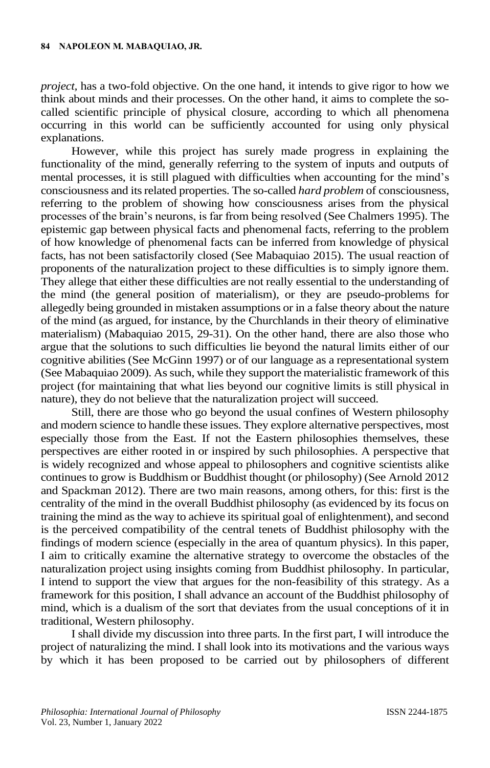*project*, has a two-fold objective. On the one hand, it intends to give rigor to how we think about minds and their processes. On the other hand, it aims to complete the so-called scientific principle of physical closure, according to which all phenomena occurring in this world can be sufficiently accounted for using only physical explanations.

However, while this project has surely made progress in explaining the functionality of the mind, generally referring to the system of inputs and outputs of mental processes, it is still plagued with difficulties when accounting for the mind's consciousness and its related properties. The so-called *hard problem* of consciousness, referring to the problem of showing how consciousness arises from the physical processes of the brain's neurons, is far from being resolved (See Chalmers 1995). The epistemic gap between physical facts and phenomenal facts, referring to the problem of how knowledge of phenomenal facts can be inferred from knowledge of physical facts, has not been satisfactorily closed (See Mabaquiao 2015). The usual reaction of proponents of the naturalization project to these difficulties is to simply ignore them. They allege that either these difficulties are not really essential to the understanding of the mind (the general position of materialism), or they are pseudo-problems for allegedly being grounded in mistaken assumptions or in a false theory about the nature of the mind (as argued, for instance, by the Churchlands in their theory of eliminative materialism) (Mabaquiao 2015, 29-31). On the other hand, there are also those who argue that the solutions to such difficulties lie beyond the natural limits either of our cognitive abilities (See McGinn 1997) or of our language as a representational system (See Mabaquiao 2009). As such, while they support the materialistic framework of this project (for maintaining that what lies beyond our cognitive limits is still physical in nature), they do not believe that the naturalization project will succeed.

Still, there are those who go beyond the usual confines of Western philosophy and modern science to handle these issues. They explore alternative perspectives, most especially those from the East. If not the Eastern philosophies themselves, these perspectives are either rooted in or inspired by such philosophies. A perspective that is widely recognized and whose appeal to philosophers and cognitive scientists alike continues to grow is Buddhism or Buddhist thought (or philosophy) (See Arnold 2012 and Spackman 2012). There are two main reasons, among others, for this: first is the centrality of the mind in the overall Buddhist philosophy (as evidenced by its focus on training the mind as the way to achieve its spiritual goal of enlightenment), and second is the perceived compatibility of the central tenets of Buddhist philosophy with the findings of modern science (especially in the area of quantum physics). In this paper, I aim to critically examine the alternative strategy to overcome the obstacles of the naturalization project using insights coming from Buddhist philosophy. In particular, I intend to support the view that argues for the non-feasibility of this strategy. As a framework for this position, I shall advance an account of the Buddhist philosophy of mind, which is a dualism of the sort that deviates from the usual conceptions of it in traditional, Western philosophy.

I shall divide my discussion into three parts. In the first part, I will introduce the project of naturalizing the mind. I shall look into its motivations and the various ways by which it has been proposed to be carried out by philosophers of different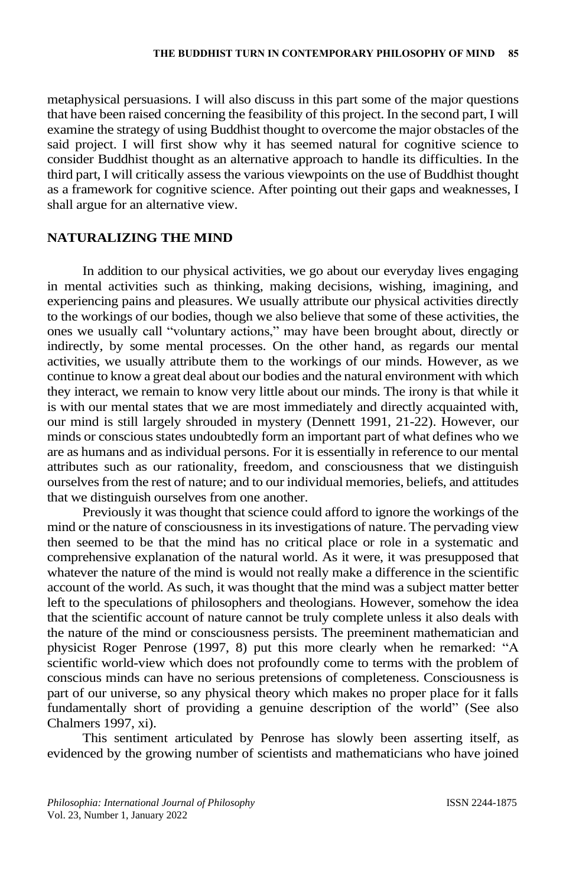metaphysical persuasions. I will also discuss in this part some of the major questions that have been raised concerning the feasibility of this project. In the second part, I will examine the strategy of using Buddhist thought to overcome the major obstacles of the said project. I will first show why it has seemed natural for cognitive science to consider Buddhist thought as an alternative approach to handle its difficulties. In the third part, I will critically assess the various viewpoints on the use of Buddhist thought as a framework for cognitive science. After pointing out their gaps and weaknesses, I shall argue for an alternative view.

## NATURALIZING THE MIND

In addition to our physical activities, we go about our everyday lives engaging in mental activities such as thinking, making decisions, wishing, imagining, and experiencing pains and pleasures. We usually attribute our physical activities directly to the workings of our bodies, though we also believe that some of these activities, the ones we usually call "voluntary actions," may have been brought about, directly or indirectly, by some mental processes. On the other hand, as regards our mental activities, we usually attribute them to the workings of our minds. However, as we continue to know a great deal about our bodies and the natural environment with which they interact, we remain to know very little about our minds. The irony is that while it is with our mental states that we are most immediately and directly acquainted with, our mind is still largely shrouded in mystery (Dennett 1991, 21-22). However, our minds or conscious states undoubtedly form an important part of what defines who we are as humans and as individual persons. For it is essentially in reference to our mental attributes such as our rationality, freedom, and consciousness that we distinguish ourselves from the rest of nature; and to our individual memories, beliefs, and attitudes that we distinguish ourselves from one another.

Previously it was thought that science could afford to ignore the workings of the mind or the nature of consciousness in its investigations of nature. The pervading view then seemed to be that the mind has no critical place or role in a systematic and comprehensive explanation of the natural world. As it were, it was presupposed that whatever the nature of the mind is would not really make a difference in the scientific account of the world. As such, it was thought that the mind was a subject matter better left to the speculations of philosophers and theologians. However, somehow the idea that the scientific account of nature cannot be truly complete unless it also deals with the nature of the mind or consciousness persists. The preeminent mathematician and physicist Roger Penrose (1997, 8) put this more clearly when he remarked: "A scientific world-view which does not profoundly come to terms with the problem of conscious minds can have no serious pretensions of completeness. Consciousness is part of our universe, so any physical theory which makes no proper place for it falls fundamentally short of providing a genuine description of the world" (See also Chalmers 1997, xi).

This sentiment articulated by Penrose has slowly been asserting itself, as evidenced by the growing number of scientists and mathematicians who have joined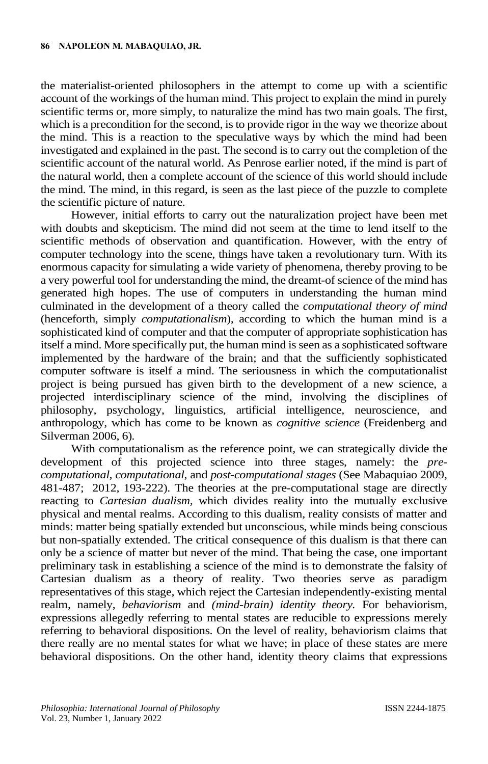the materialist-oriented philosophers in the attempt to come up with a scientific account of the workings of the human mind. This project to explain the mind in purely scientific terms or, more simply, to naturalize the mind has two main goals. The first, which is a precondition for the second, is to provide rigor in the way we theorize about the mind. This is a reaction to the speculative ways by which the mind had been investigated and explained in the past. The second is to carry out the completion of the scientific account of the natural world. As Penrose earlier noted, if the mind is part of the natural world, then a complete account of the science of this world should include the mind. The mind, in this regard, is seen as the last piece of the puzzle to complete the scientific picture of nature.

However, initial efforts to carry out the naturalization project have been met with doubts and skepticism. The mind did not seem at the time to lend itself to the scientific methods of observation and quantification. However, with the entry of computer technology into the scene, things have taken a revolutionary turn. With its enormous capacity for simulating a wide variety of phenomena, thereby proving to be a very powerful tool for understanding the mind, the dreamt-of science of the mind has generated high hopes. The use of computers in understanding the human mind culminated in the development of a theory called the *computational theory of mind* (henceforth, simply *computationalism*), according to which the human mind is a sophisticated kind of computer and that the computer of appropriate sophistication has itself a mind. More specifically put, the human mind is seen as a sophisticated software implemented by the hardware of the brain; and that the sufficiently sophisticated computer software is itself a mind. The seriousness in which the computationalist project is being pursued has given birth to the development of a new science, a projected interdisciplinary science of the mind, involving the disciplines of philosophy, psychology, linguistics, artificial intelligence, neuroscience, and anthropology, which has come to be known as *cognitive science* (Freidenberg and Silverman 2006, 6).

With computationalism as the reference point, we can strategically divide the development of this projected science into three stages, namely: the *pre-computational*, *computational*, and *post-computational stages* (See Mabaquiao 2009, 481-487; 2012, 193-222). The theories at the pre-computational stage are directly reacting to *Cartesian dualism*, which divides reality into the mutually exclusive physical and mental realms. According to this dualism, reality consists of matter and minds: matter being spatially extended but unconscious, while minds being conscious but non-spatially extended. The critical consequence of this dualism is that there can only be a science of matter but never of the mind. That being the case, one important preliminary task in establishing a science of the mind is to demonstrate the falsity of Cartesian dualism as a theory of reality. Two theories serve as paradigm representatives of this stage, which reject the Cartesian independently-existing mental realm, namely, *behaviorism* and *(mind-brain) identity theory*. For behaviorism, expressions allegedly referring to mental states are reducible to expressions merely referring to behavioral dispositions. On the level of reality, behaviorism claims that there really are no mental states for what we have; in place of these states are mere behavioral dispositions. On the other hand, identity theory claims that expressions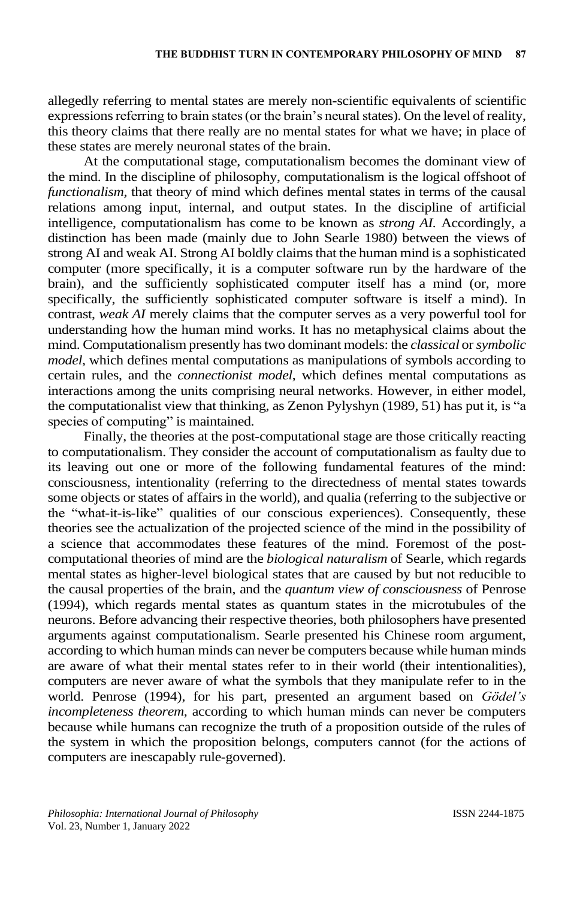allegedly referring to mental states are merely non-scientific equivalents of scientific expressions referring to brain states (or the brain's neural states). On the level of reality, this theory claims that there really are no mental states for what we have; in place of these states are merely neuronal states of the brain.

At the computational stage, computationalism becomes the dominant view of the mind. In the discipline of philosophy, computationalism is the logical offshoot of *functionalism*, that theory of mind which defines mental states in terms of the causal relations among input, internal, and output states. In the discipline of artificial intelligence, computationalism has come to be known as *strong AI*. Accordingly, a distinction has been made (mainly due to John Searle 1980) between the views of strong AI and weak AI. Strong AI boldly claims that the human mind is a sophisticated computer (more specifically, it is a computer software run by the hardware of the brain), and the sufficiently sophisticated computer itself has a mind (or, more specifically, the sufficiently sophisticated computer software is itself a mind). In contrast, *weak AI* merely claims that the computer serves as a very powerful tool for understanding how the human mind works. It has no metaphysical claims about the mind. Computationalism presently has two dominant models: the *classical* or *symbolic model*, which defines mental computations as manipulations of symbols according to certain rules, and the *connectionist model*, which defines mental computations as interactions among the units comprising neural networks. However, in either model, the computationalist view that thinking, as Zenon Pylyshyn (1989, 51) has put it, is "a species of computing" is maintained.

Finally, the theories at the post-computational stage are those critically reacting to computationalism. They consider the account of computationalism as faulty due to its leaving out one or more of the following fundamental features of the mind: consciousness, intentionality (referring to the directedness of mental states towards some objects or states of affairs in the world), and qualia (referring to the subjective or the "what-it-is-like" qualities of our conscious experiences). Consequently, these theories see the actualization of the projected science of the mind in the possibility of a science that accommodates these features of the mind. Foremost of the post-computational theories of mind are the *biological naturalism* of Searle, which regards mental states as higher-level biological states that are caused by but not reducible to the causal properties of the brain, and the *quantum view of consciousness* of Penrose (1994), which regards mental states as quantum states in the microtubules of the neurons. Before advancing their respective theories, both philosophers have presented arguments against computationalism. Searle presented his Chinese room argument, according to which human minds can never be computers because while human minds are aware of what their mental states refer to in their world (their intentionalities), computers are never aware of what the symbols that they manipulate refer to in the world. Penrose (1994), for his part, presented an argument based on *Gödel's incompleteness theorem*, according to which human minds can never be computers because while humans can recognize the truth of a proposition outside of the rules of the system in which the proposition belongs, computers cannot (for the actions of computers are inescapably rule-governed).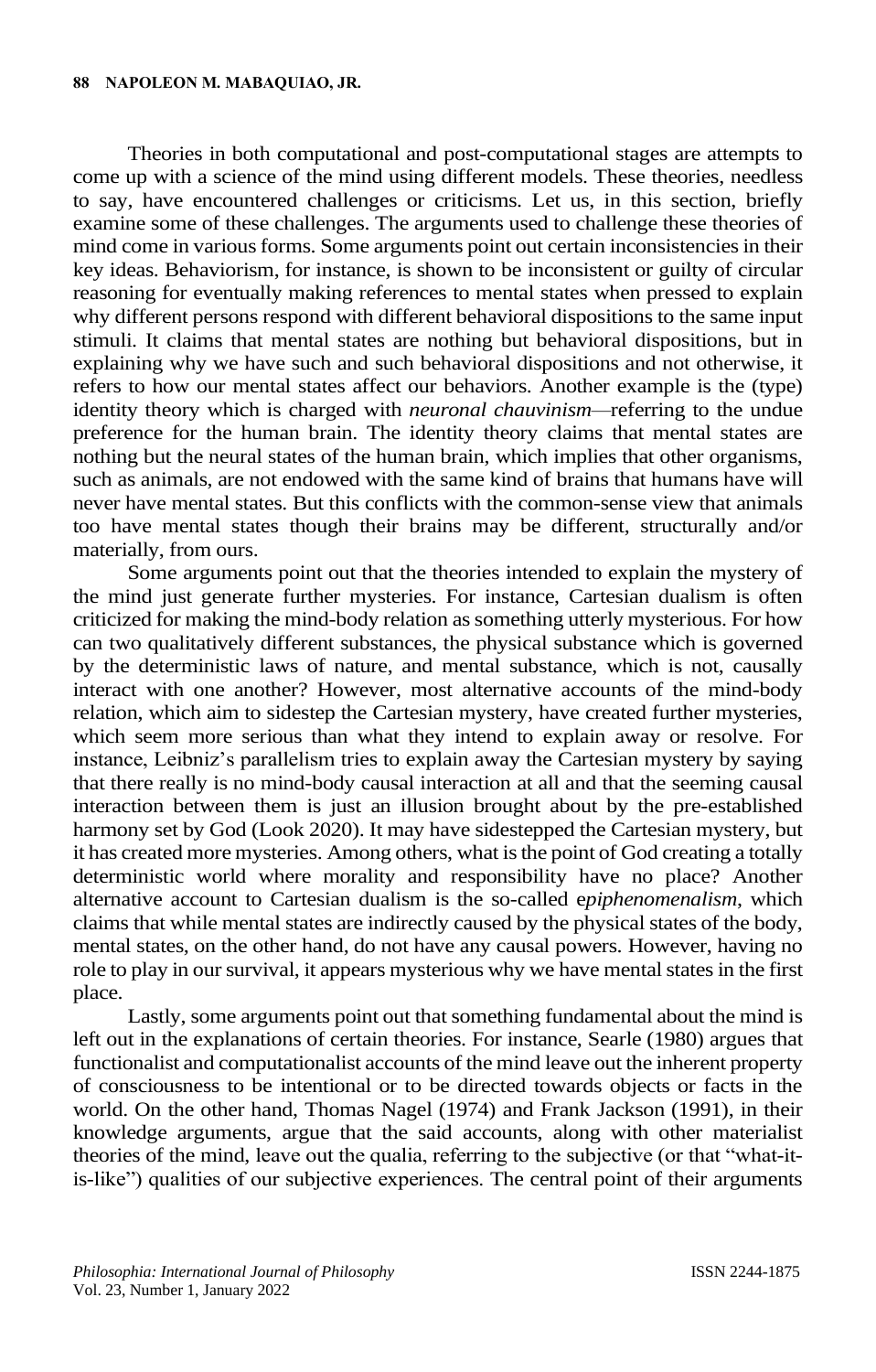Theories in both computational and post-computational stages are attempts to come up with a science of the mind using different models. These theories, needless to say, have encountered challenges or criticisms. Let us, in this section, briefly examine some of these challenges. The arguments used to challenge these theories of mind come in various forms. Some arguments point out certain inconsistencies in their key ideas. Behaviorism, for instance, is shown to be inconsistent or guilty of circular reasoning for eventually making references to mental states when pressed to explain why different persons respond with different behavioral dispositions to the same input stimuli. It claims that mental states are nothing but behavioral dispositions, but in explaining why we have such and such behavioral dispositions and not otherwise, it refers to how our mental states affect our behaviors. Another example is the (type) identity theory which is charged with *neuronal chauvinism*—referring to the undue preference for the human brain. The identity theory claims that mental states are nothing but the neural states of the human brain, which implies that other organisms, such as animals, are not endowed with the same kind of brains that humans have will never have mental states. But this conflicts with the common-sense view that animals too have mental states though their brains may be different, structurally and/or materially, from ours.

Some arguments point out that the theories intended to explain the mystery of the mind just generate further mysteries. For instance, Cartesian dualism is often criticized for making the mind-body relation as something utterly mysterious. For how can two qualitatively different substances, the physical substance which is governed by the deterministic laws of nature, and mental substance, which is not, causally interact with one another? However, most alternative accounts of the mind-body relation, which aim to sidestep the Cartesian mystery, have created further mysteries, which seem more serious than what they intend to explain away or resolve. For instance, Leibniz's parallelism tries to explain away the Cartesian mystery by saying that there really is no mind-body causal interaction at all and that the seeming causal interaction between them is just an illusion brought about by the pre-established harmony set by God (Look 2020). It may have sidestepped the Cartesian mystery, but it has created more mysteries. Among others, what is the point of God creating a totally deterministic world where morality and responsibility have no place? Another alternative account to Cartesian dualism is the so-called e*piphenomenalism*, which claims that while mental states are indirectly caused by the physical states of the body, mental states, on the other hand, do not have any causal powers. However, having no role to play in our survival, it appears mysterious why we have mental states in the first place.

Lastly, some arguments point out that something fundamental about the mind is left out in the explanations of certain theories. For instance, Searle (1980) argues that functionalist and computationalist accounts of the mind leave out the inherent property of consciousness to be intentional or to be directed towards objects or facts in the world. On the other hand, Thomas Nagel (1974) and Frank Jackson (1991), in their knowledge arguments, argue that the said accounts, along with other materialist theories of the mind, leave out the qualia, referring to the subjective (or that "what-it-is-like") qualities of our subjective experiences. The central point of their arguments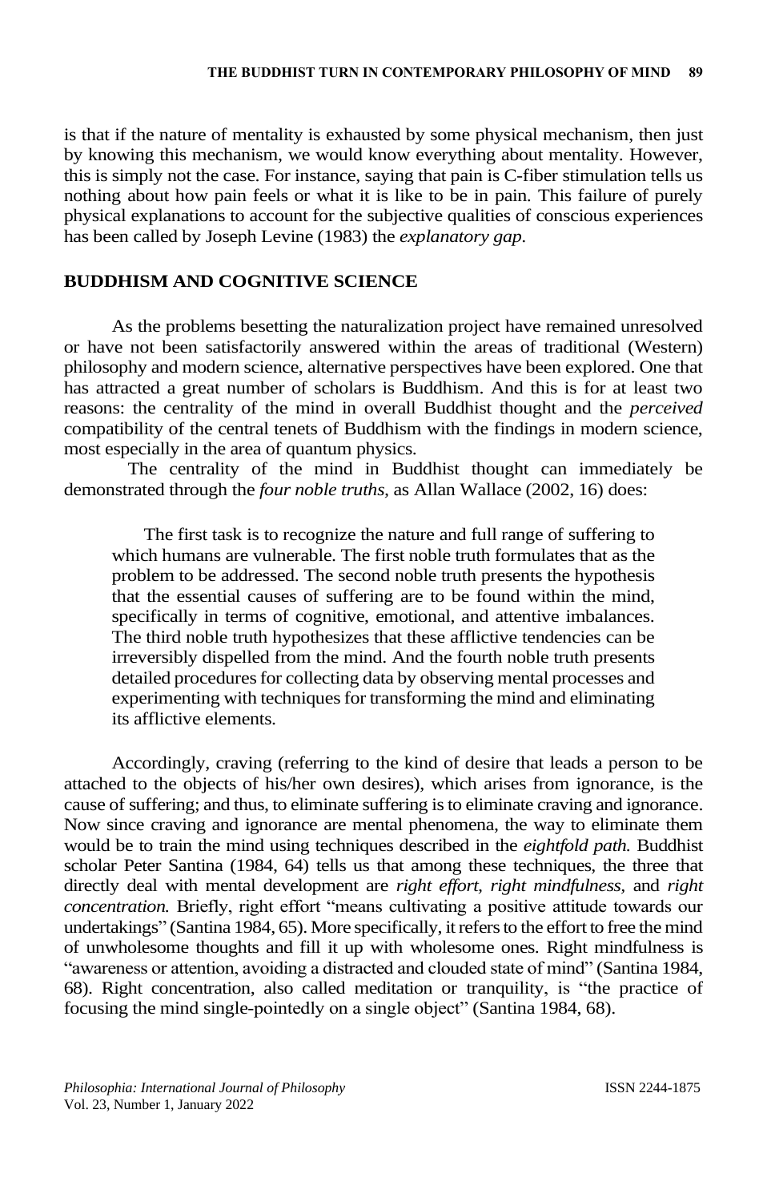is that if the nature of mentality is exhausted by some physical mechanism, then just by knowing this mechanism, we would know everything about mentality. However, this is simply not the case. For instance, saying that pain is C-fiber stimulation tells us nothing about how pain feels or what it is like to be in pain. This failure of purely physical explanations to account for the subjective qualities of conscious experiences has been called by Joseph Levine (1983) the *explanatory gap*.

## BUDDHISM AND COGNITIVE SCIENCE

As the problems besetting the naturalization project have remained unresolved or have not been satisfactorily answered within the areas of traditional (Western) philosophy and modern science, alternative perspectives have been explored. One that has attracted a great number of scholars is Buddhism. And this is for at least two reasons: the centrality of the mind in overall Buddhist thought and the *perceived* compatibility of the central tenets of Buddhism with the findings in modern science, most especially in the area of quantum physics.

The centrality of the mind in Buddhist thought can immediately be demonstrated through the *four noble truths*, as Allan Wallace (2002, 16) does:

> The first task is to recognize the nature and full range of suffering to which humans are vulnerable. The first noble truth formulates that as the problem to be addressed. The second noble truth presents the hypothesis that the essential causes of suffering are to be found within the mind, specifically in terms of cognitive, emotional, and attentive imbalances. The third noble truth hypothesizes that these afflictive tendencies can be irreversibly dispelled from the mind. And the fourth noble truth presents detailed procedures for collecting data by observing mental processes and experimenting with techniques for transforming the mind and eliminating its afflictive elements.

Accordingly, craving (referring to the kind of desire that leads a person to be attached to the objects of his/her own desires), which arises from ignorance, is the cause of suffering; and thus, to eliminate suffering is to eliminate craving and ignorance. Now since craving and ignorance are mental phenomena, the way to eliminate them would be to train the mind using techniques described in the *eightfold path.* Buddhist scholar Peter Santina (1984, 64) tells us that among these techniques, the three that directly deal with mental development are *right effort, right mindfulness,* and *right concentration.* Briefly, right effort "means cultivating a positive attitude towards our undertakings" (Santina 1984, 65). More specifically, it refers to the effort to free the mind of unwholesome thoughts and fill it up with wholesome ones. Right mindfulness is "awareness or attention, avoiding a distracted and clouded state of mind" (Santina 1984, 68). Right concentration, also called meditation or tranquility, is "the practice of focusing the mind single-pointedly on a single object" (Santina 1984, 68).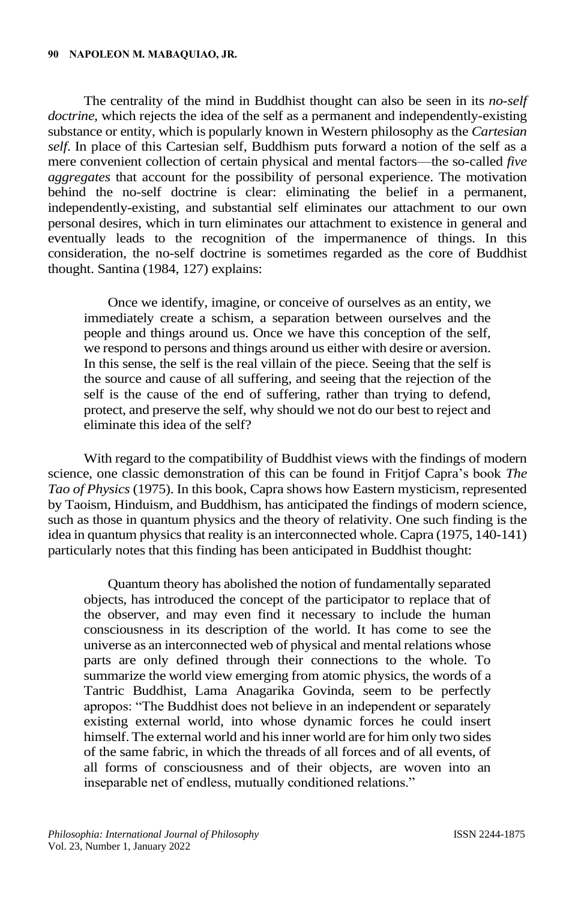The centrality of the mind in Buddhist thought can also be seen in its *no-self doctrine,* which rejects the idea of the self as a permanent and independently-existing substance or entity, which is popularly known in Western philosophy as the *Cartesian self.* In place of this Cartesian self, Buddhism puts forward a notion of the self as a mere convenient collection of certain physical and mental factors—the so-called *five aggregates* that account for the possibility of personal experience. The motivation behind the no-self doctrine is clear: eliminating the belief in a permanent, independently-existing, and substantial self eliminates our attachment to our own personal desires, which in turn eliminates our attachment to existence in general and eventually leads to the recognition of the impermanence of things. In this consideration, the no-self doctrine is sometimes regarded as the core of Buddhist thought. Santina (1984, 127) explains:

> Once we identify, imagine, or conceive of ourselves as an entity, we immediately create a schism, a separation between ourselves and the people and things around us. Once we have this conception of the self, we respond to persons and things around us either with desire or aversion. In this sense, the self is the real villain of the piece. Seeing that the self is the source and cause of all suffering, and seeing that the rejection of the self is the cause of the end of suffering, rather than trying to defend, protect, and preserve the self, why should we not do our best to reject and eliminate this idea of the self?

With regard to the compatibility of Buddhist views with the findings of modern science, one classic demonstration of this can be found in Fritjof Capra's book *The Tao of Physics* (1975). In this book, Capra shows how Eastern mysticism, represented by Taoism, Hinduism, and Buddhism, has anticipated the findings of modern science, such as those in quantum physics and the theory of relativity. One such finding is the idea in quantum physics that reality is an interconnected whole. Capra (1975, 140-141) particularly notes that this finding has been anticipated in Buddhist thought:

> Quantum theory has abolished the notion of fundamentally separated objects, has introduced the concept of the participator to replace that of the observer, and may even find it necessary to include the human consciousness in its description of the world. It has come to see the universe as an interconnected web of physical and mental relations whose parts are only defined through their connections to the whole. To summarize the world view emerging from atomic physics, the words of a Tantric Buddhist, Lama Anagarika Govinda, seem to be perfectly apropos: "The Buddhist does not believe in an independent or separately existing external world, into whose dynamic forces he could insert himself. The external world and his inner world are for him only two sides of the same fabric, in which the threads of all forces and of all events, of all forms of consciousness and of their objects, are woven into an inseparable net of endless, mutually conditioned relations."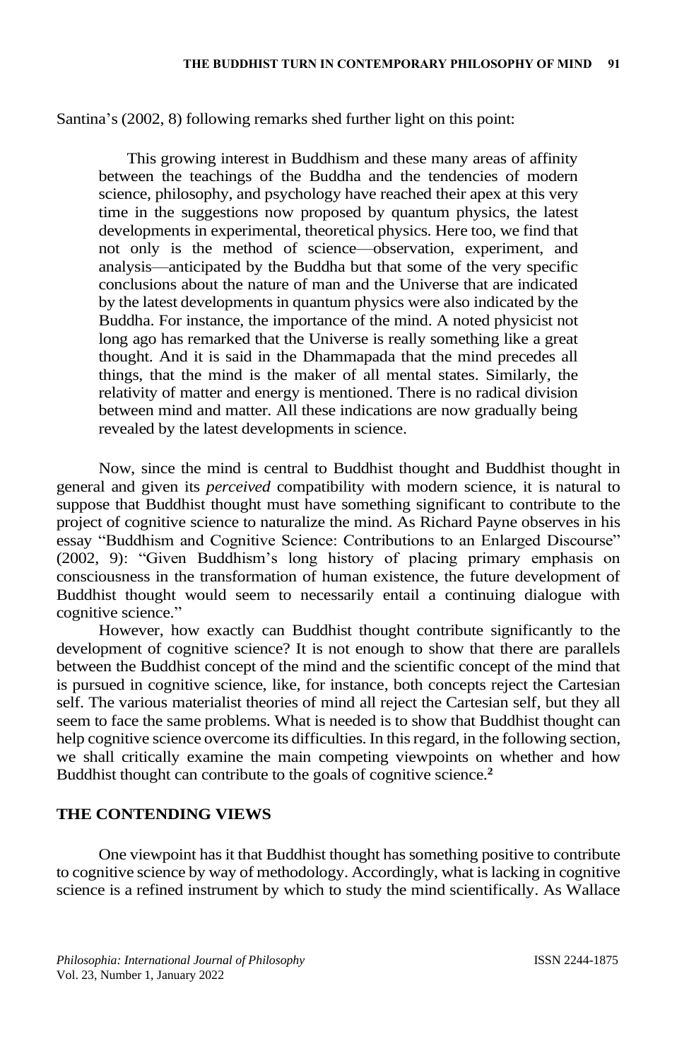Santina's (2002, 8) following remarks shed further light on this point:

> This growing interest in Buddhism and these many areas of affinity between the teachings of the Buddha and the tendencies of modern science, philosophy, and psychology have reached their apex at this very time in the suggestions now proposed by quantum physics, the latest developments in experimental, theoretical physics. Here too, we find that not only is the method of science—observation, experiment, and analysis—anticipated by the Buddha but that some of the very specific conclusions about the nature of man and the Universe that are indicated by the latest developments in quantum physics were also indicated by the Buddha. For instance, the importance of the mind. A noted physicist not long ago has remarked that the Universe is really something like a great thought. And it is said in the Dhammapada that the mind precedes all things, that the mind is the maker of all mental states. Similarly, the relativity of matter and energy is mentioned. There is no radical division between mind and matter. All these indications are now gradually being revealed by the latest developments in science.

Now, since the mind is central to Buddhist thought and Buddhist thought in general and given its *perceived* compatibility with modern science, it is natural to suppose that Buddhist thought must have something significant to contribute to the project of cognitive science to naturalize the mind. As Richard Payne observes in his essay "Buddhism and Cognitive Science: Contributions to an Enlarged Discourse" (2002, 9): "Given Buddhism's long history of placing primary emphasis on consciousness in the transformation of human existence, the future development of Buddhist thought would seem to necessarily entail a continuing dialogue with cognitive science."

However, how exactly can Buddhist thought contribute significantly to the development of cognitive science? It is not enough to show that there are parallels between the Buddhist concept of the mind and the scientific concept of the mind that is pursued in cognitive science, like, for instance, both concepts reject the Cartesian self. The various materialist theories of mind all reject the Cartesian self, but they all seem to face the same problems. What is needed is to show that Buddhist thought can help cognitive science overcome its difficulties. In this regard, in the following section, we shall critically examine the main competing viewpoints on whether and how Buddhist thought can contribute to the goals of cognitive science.[2]

## THE CONTENDING VIEWS

One viewpoint has it that Buddhist thought has something positive to contribute to cognitive science by way of methodology. Accordingly, what is lacking in cognitive science is a refined instrument by which to study the mind scientifically. As Wallace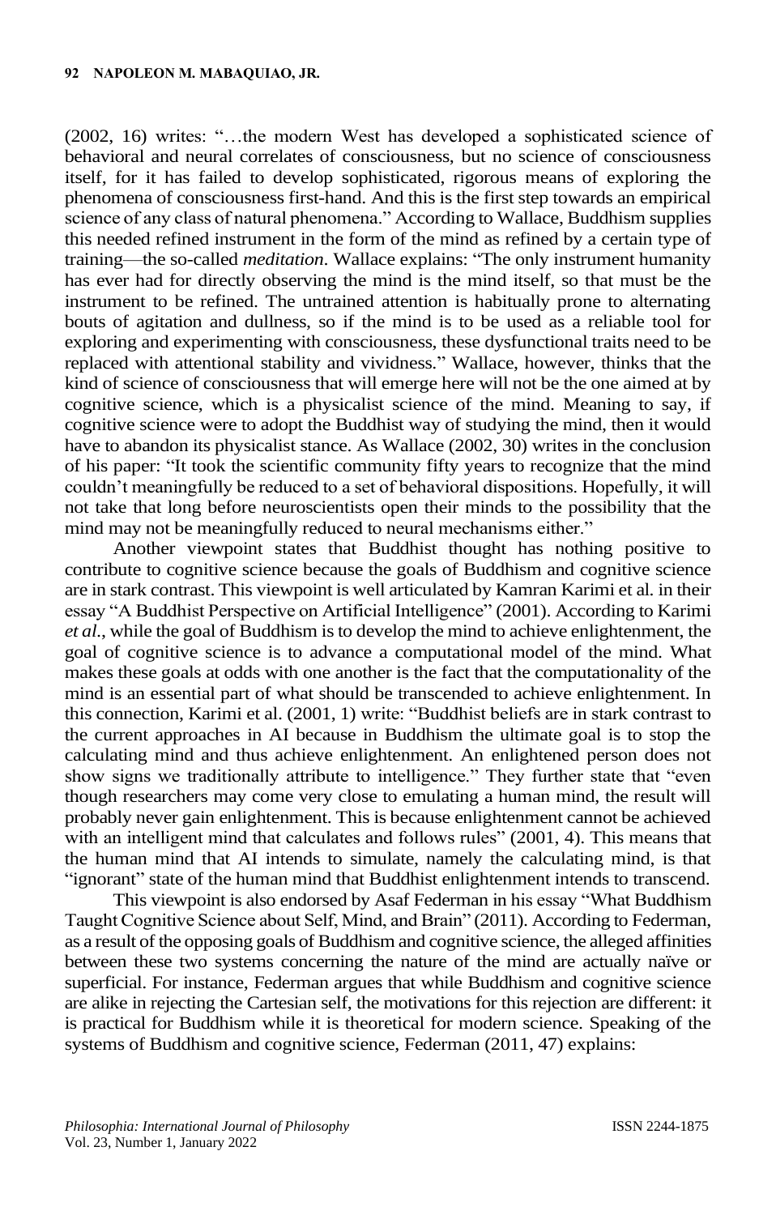(2002, 16) writes: "…the modern West has developed a sophisticated science of behavioral and neural correlates of consciousness, but no science of consciousness itself, for it has failed to develop sophisticated, rigorous means of exploring the phenomena of consciousness first-hand. And this is the first step towards an empirical science of any class of natural phenomena." According to Wallace, Buddhism supplies this needed refined instrument in the form of the mind as refined by a certain type of training—the so-called *meditation*. Wallace explains: "The only instrument humanity has ever had for directly observing the mind is the mind itself, so that must be the instrument to be refined. The untrained attention is habitually prone to alternating bouts of agitation and dullness, so if the mind is to be used as a reliable tool for exploring and experimenting with consciousness, these dysfunctional traits need to be replaced with attentional stability and vividness." Wallace, however, thinks that the kind of science of consciousness that will emerge here will not be the one aimed at by cognitive science, which is a physicalist science of the mind. Meaning to say, if cognitive science were to adopt the Buddhist way of studying the mind, then it would have to abandon its physicalist stance. As Wallace (2002, 30) writes in the conclusion of his paper: "It took the scientific community fifty years to recognize that the mind couldn't meaningfully be reduced to a set of behavioral dispositions. Hopefully, it will not take that long before neuroscientists open their minds to the possibility that the mind may not be meaningfully reduced to neural mechanisms either."

Another viewpoint states that Buddhist thought has nothing positive to contribute to cognitive science because the goals of Buddhism and cognitive science are in stark contrast. This viewpoint is well articulated by Kamran Karimi et al. in their essay "A Buddhist Perspective on Artificial Intelligence" (2001). According to Karimi *et al.*, while the goal of Buddhism is to develop the mind to achieve enlightenment, the goal of cognitive science is to advance a computational model of the mind. What makes these goals at odds with one another is the fact that the computationality of the mind is an essential part of what should be transcended to achieve enlightenment. In this connection, Karimi et al. (2001, 1) write: "Buddhist beliefs are in stark contrast to the current approaches in AI because in Buddhism the ultimate goal is to stop the calculating mind and thus achieve enlightenment. An enlightened person does not show signs we traditionally attribute to intelligence." They further state that "even though researchers may come very close to emulating a human mind, the result will probably never gain enlightenment. This is because enlightenment cannot be achieved with an intelligent mind that calculates and follows rules" (2001, 4). This means that the human mind that AI intends to simulate, namely the calculating mind, is that "ignorant" state of the human mind that Buddhist enlightenment intends to transcend.

This viewpoint is also endorsed by Asaf Federman in his essay "What Buddhism Taught Cognitive Science about Self, Mind, and Brain" (2011). According to Federman, as a result of the opposing goals of Buddhism and cognitive science, the alleged affinities between these two systems concerning the nature of the mind are actually naïve or superficial. For instance, Federman argues that while Buddhism and cognitive science are alike in rejecting the Cartesian self, the motivations for this rejection are different: it is practical for Buddhism while it is theoretical for modern science. Speaking of the systems of Buddhism and cognitive science, Federman (2011, 47) explains: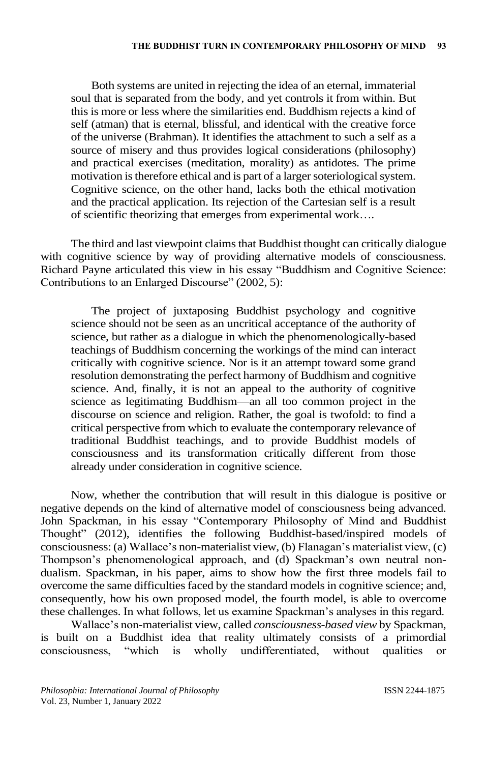> Both systems are united in rejecting the idea of an eternal, immaterial soul that is separated from the body, and yet controls it from within. But this is more or less where the similarities end. Buddhism rejects a kind of self (atman) that is eternal, blissful, and identical with the creative force of the universe (Brahman). It identifies the attachment to such a self as a source of misery and thus provides logical considerations (philosophy) and practical exercises (meditation, morality) as antidotes. The prime motivation is therefore ethical and is part of a larger soteriological system. Cognitive science, on the other hand, lacks both the ethical motivation and the practical application. Its rejection of the Cartesian self is a result of scientific theorizing that emerges from experimental work….

The third and last viewpoint claims that Buddhist thought can critically dialogue with cognitive science by way of providing alternative models of consciousness. Richard Payne articulated this view in his essay "Buddhism and Cognitive Science: Contributions to an Enlarged Discourse" (2002, 5):

> The project of juxtaposing Buddhist psychology and cognitive science should not be seen as an uncritical acceptance of the authority of science, but rather as a dialogue in which the phenomenologically-based teachings of Buddhism concerning the workings of the mind can interact critically with cognitive science. Nor is it an attempt toward some grand resolution demonstrating the perfect harmony of Buddhism and cognitive science. And, finally, it is not an appeal to the authority of cognitive science as legitimating Buddhism—an all too common project in the discourse on science and religion. Rather, the goal is twofold: to find a critical perspective from which to evaluate the contemporary relevance of traditional Buddhist teachings, and to provide Buddhist models of consciousness and its transformation critically different from those already under consideration in cognitive science.

Now, whether the contribution that will result in this dialogue is positive or negative depends on the kind of alternative model of consciousness being advanced. John Spackman, in his essay "Contemporary Philosophy of Mind and Buddhist Thought" (2012), identifies the following Buddhist-based/inspired models of consciousness: (a) Wallace's non-materialist view, (b) Flanagan's materialist view, (c) Thompson's phenomenological approach, and (d) Spackman's own neutral non-dualism. Spackman, in his paper, aims to show how the first three models fail to overcome the same difficulties faced by the standard models in cognitive science; and, consequently, how his own proposed model, the fourth model, is able to overcome these challenges. In what follows, let us examine Spackman's analyses in this regard.

Wallace's non-materialist view, called *consciousness-based view* by Spackman, is built on a Buddhist idea that reality ultimately consists of a primordial consciousness, "which is wholly undifferentiated, without qualities or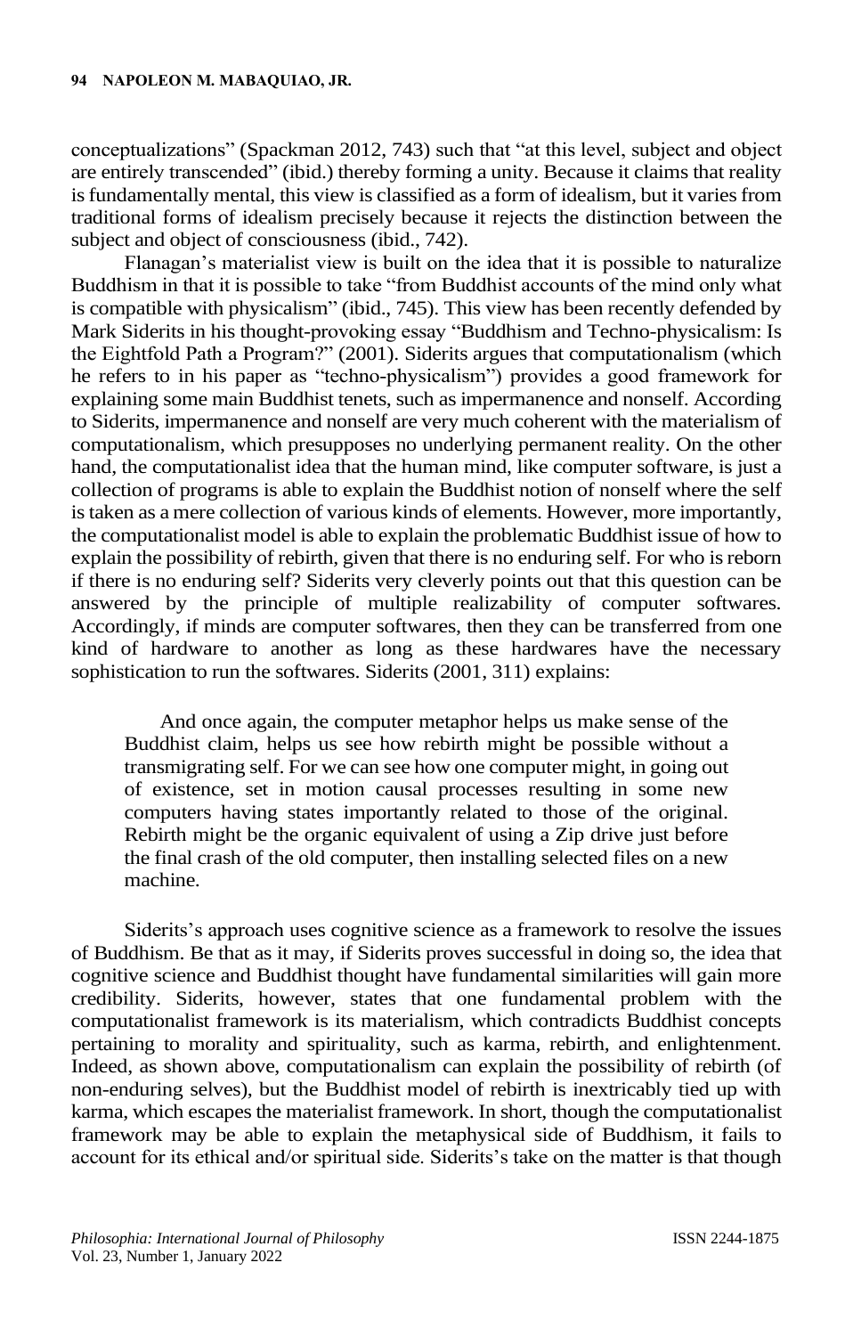conceptualizations" (Spackman 2012, 743) such that "at this level, subject and object are entirely transcended" (ibid.) thereby forming a unity. Because it claims that reality is fundamentally mental, this view is classified as a form of idealism, but it varies from traditional forms of idealism precisely because it rejects the distinction between the subject and object of consciousness (ibid., 742).

Flanagan's materialist view is built on the idea that it is possible to naturalize Buddhism in that it is possible to take "from Buddhist accounts of the mind only what is compatible with physicalism" (ibid., 745). This view has been recently defended by Mark Siderits in his thought-provoking essay "Buddhism and Techno-physicalism: Is the Eightfold Path a Program?" (2001). Siderits argues that computationalism (which he refers to in his paper as "techno-physicalism") provides a good framework for explaining some main Buddhist tenets, such as impermanence and nonself. According to Siderits, impermanence and nonself are very much coherent with the materialism of computationalism, which presupposes no underlying permanent reality. On the other hand, the computationalist idea that the human mind, like computer software, is just a collection of programs is able to explain the Buddhist notion of nonself where the self is taken as a mere collection of various kinds of elements. However, more importantly, the computationalist model is able to explain the problematic Buddhist issue of how to explain the possibility of rebirth, given that there is no enduring self. For who is reborn if there is no enduring self? Siderits very cleverly points out that this question can be answered by the principle of multiple realizability of computer softwares. Accordingly, if minds are computer softwares, then they can be transferred from one kind of hardware to another as long as these hardwares have the necessary sophistication to run the softwares. Siderits (2001, 311) explains:

> And once again, the computer metaphor helps us make sense of the Buddhist claim, helps us see how rebirth might be possible without a transmigrating self. For we can see how one computer might, in going out of existence, set in motion causal processes resulting in some new computers having states importantly related to those of the original. Rebirth might be the organic equivalent of using a Zip drive just before the final crash of the old computer, then installing selected files on a new machine.

Siderits's approach uses cognitive science as a framework to resolve the issues of Buddhism. Be that as it may, if Siderits proves successful in doing so, the idea that cognitive science and Buddhist thought have fundamental similarities will gain more credibility. Siderits, however, states that one fundamental problem with the computationalist framework is its materialism, which contradicts Buddhist concepts pertaining to morality and spirituality, such as karma, rebirth, and enlightenment. Indeed, as shown above, computationalism can explain the possibility of rebirth (of non-enduring selves), but the Buddhist model of rebirth is inextricably tied up with karma, which escapes the materialist framework. In short, though the computationalist framework may be able to explain the metaphysical side of Buddhism, it fails to account for its ethical and/or spiritual side. Siderits's take on the matter is that though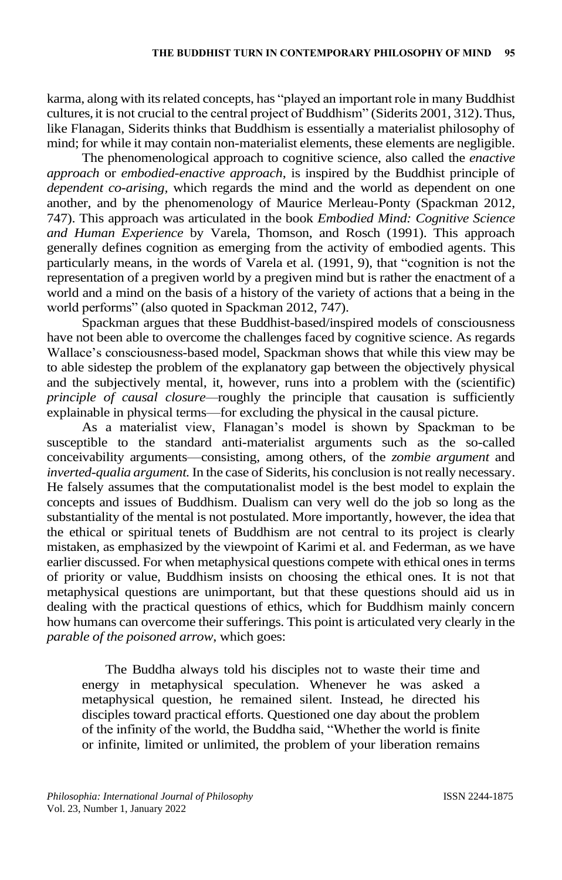karma, along with its related concepts, has "played an important role in many Buddhist cultures, it is not crucial to the central project of Buddhism" (Siderits 2001, 312). Thus, like Flanagan, Siderits thinks that Buddhism is essentially a materialist philosophy of mind; for while it may contain non-materialist elements, these elements are negligible.

The phenomenological approach to cognitive science, also called the *enactive approach* or *embodied-enactive approach*, is inspired by the Buddhist principle of *dependent co-arising*, which regards the mind and the world as dependent on one another, and by the phenomenology of Maurice Merleau-Ponty (Spackman 2012, 747). This approach was articulated in the book *Embodied Mind: Cognitive Science and Human Experience* by Varela, Thomson, and Rosch (1991). This approach generally defines cognition as emerging from the activity of embodied agents. This particularly means, in the words of Varela et al. (1991, 9), that "cognition is not the representation of a pregiven world by a pregiven mind but is rather the enactment of a world and a mind on the basis of a history of the variety of actions that a being in the world performs" (also quoted in Spackman 2012, 747).

Spackman argues that these Buddhist-based/inspired models of consciousness have not been able to overcome the challenges faced by cognitive science. As regards Wallace's consciousness-based model, Spackman shows that while this view may be to able sidestep the problem of the explanatory gap between the objectively physical and the subjectively mental, it, however, runs into a problem with the (scientific) *principle of causal closure*—roughly the principle that causation is sufficiently explainable in physical terms—for excluding the physical in the causal picture.

As a materialist view, Flanagan's model is shown by Spackman to be susceptible to the standard anti-materialist arguments such as the so-called conceivability arguments—consisting, among others, of the *zombie argument* and *inverted-qualia argument.* In the case of Siderits, his conclusion is not really necessary. He falsely assumes that the computationalist model is the best model to explain the concepts and issues of Buddhism. Dualism can very well do the job so long as the substantiality of the mental is not postulated. More importantly, however, the idea that the ethical or spiritual tenets of Buddhism are not central to its project is clearly mistaken, as emphasized by the viewpoint of Karimi et al. and Federman, as we have earlier discussed. For when metaphysical questions compete with ethical ones in terms of priority or value, Buddhism insists on choosing the ethical ones. It is not that metaphysical questions are unimportant, but that these questions should aid us in dealing with the practical questions of ethics, which for Buddhism mainly concern how humans can overcome their sufferings. This point is articulated very clearly in the *parable of the poisoned arrow*, which goes:

> The Buddha always told his disciples not to waste their time and energy in metaphysical speculation. Whenever he was asked a metaphysical question, he remained silent. Instead, he directed his disciples toward practical efforts. Questioned one day about the problem of the infinity of the world, the Buddha said, "Whether the world is finite or infinite, limited or unlimited, the problem of your liberation remains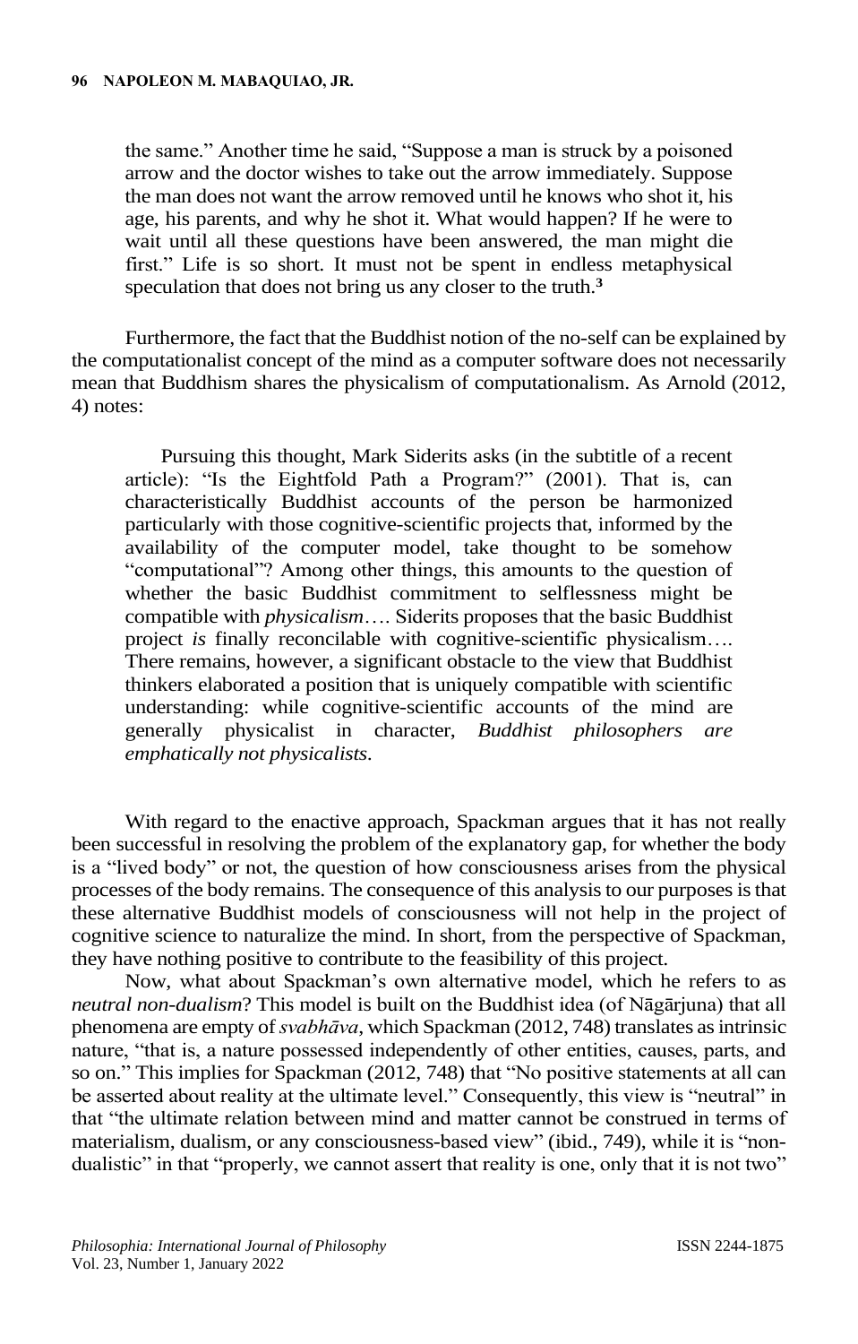> the same." Another time he said, "Suppose a man is struck by a poisoned arrow and the doctor wishes to take out the arrow immediately. Suppose the man does not want the arrow removed until he knows who shot it, his age, his parents, and why he shot it. What would happen? If he were to wait until all these questions have been answered, the man might die first." Life is so short. It must not be spent in endless metaphysical speculation that does not bring us any closer to the truth.[3]

Furthermore, the fact that the Buddhist notion of the no-self can be explained by the computationalist concept of the mind as a computer software does not necessarily mean that Buddhism shares the physicalism of computationalism. As Arnold (2012, 4) notes:

> Pursuing this thought, Mark Siderits asks (in the subtitle of a recent article): "Is the Eightfold Path a Program?" (2001). That is, can characteristically Buddhist accounts of the person be harmonized particularly with those cognitive-scientific projects that, informed by the availability of the computer model, take thought to be somehow "computational"? Among other things, this amounts to the question of whether the basic Buddhist commitment to selflessness might be compatible with *physicalism*…. Siderits proposes that the basic Buddhist project *is* finally reconcilable with cognitive-scientific physicalism…. There remains, however, a significant obstacle to the view that Buddhist thinkers elaborated a position that is uniquely compatible with scientific understanding: while cognitive-scientific accounts of the mind are generally physicalist in character, *Buddhist philosophers are emphatically not physicalists*.

With regard to the enactive approach, Spackman argues that it has not really been successful in resolving the problem of the explanatory gap, for whether the body is a "lived body" or not, the question of how consciousness arises from the physical processes of the body remains. The consequence of this analysis to our purposes is that these alternative Buddhist models of consciousness will not help in the project of cognitive science to naturalize the mind. In short, from the perspective of Spackman, they have nothing positive to contribute to the feasibility of this project.

Now, what about Spackman's own alternative model, which he refers to as *neutral non-dualism*? This model is built on the Buddhist idea (of Nāgārjuna) that all phenomena are empty of *svabhāva*, which Spackman (2012, 748) translates as intrinsic nature, "that is, a nature possessed independently of other entities, causes, parts, and so on." This implies for Spackman (2012, 748) that "No positive statements at all can be asserted about reality at the ultimate level." Consequently, this view is "neutral" in that "the ultimate relation between mind and matter cannot be construed in terms of materialism, dualism, or any consciousness-based view" (ibid., 749), while it is "non-dualistic" in that "properly, we cannot assert that reality is one, only that it is not two"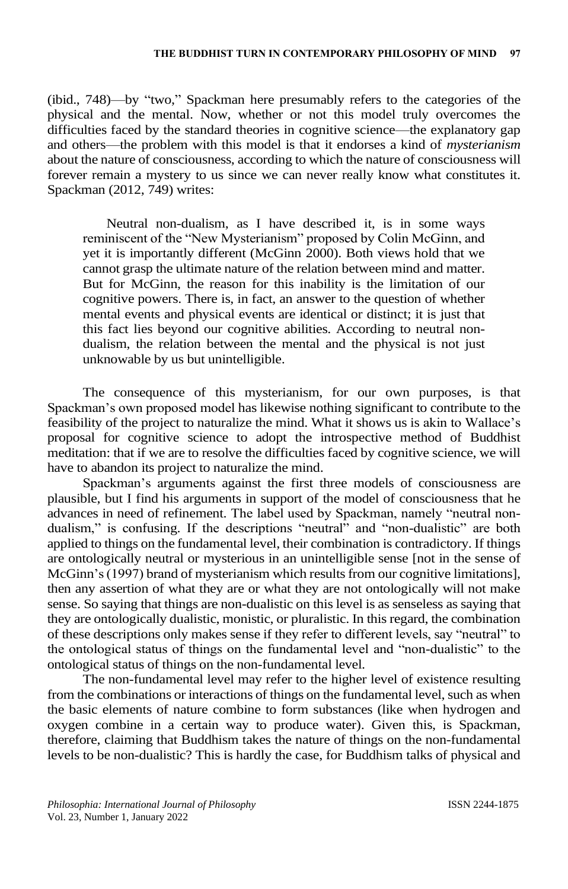(ibid., 748)—by "two," Spackman here presumably refers to the categories of the physical and the mental. Now, whether or not this model truly overcomes the difficulties faced by the standard theories in cognitive science—the explanatory gap and others—the problem with this model is that it endorses a kind of *mysterianism* about the nature of consciousness, according to which the nature of consciousness will forever remain a mystery to us since we can never really know what constitutes it. Spackman (2012, 749) writes:

> Neutral non-dualism, as I have described it, is in some ways reminiscent of the "New Mysterianism" proposed by Colin McGinn, and yet it is importantly different (McGinn 2000). Both views hold that we cannot grasp the ultimate nature of the relation between mind and matter. But for McGinn, the reason for this inability is the limitation of our cognitive powers. There is, in fact, an answer to the question of whether mental events and physical events are identical or distinct; it is just that this fact lies beyond our cognitive abilities. According to neutral non-dualism, the relation between the mental and the physical is not just unknowable by us but unintelligible.

The consequence of this mysterianism, for our own purposes, is that Spackman's own proposed model has likewise nothing significant to contribute to the feasibility of the project to naturalize the mind. What it shows us is akin to Wallace's proposal for cognitive science to adopt the introspective method of Buddhist meditation: that if we are to resolve the difficulties faced by cognitive science, we will have to abandon its project to naturalize the mind.

Spackman's arguments against the first three models of consciousness are plausible, but I find his arguments in support of the model of consciousness that he advances in need of refinement. The label used by Spackman, namely "neutral non-dualism," is confusing. If the descriptions "neutral" and "non-dualistic" are both applied to things on the fundamental level, their combination is contradictory. If things are ontologically neutral or mysterious in an unintelligible sense [not in the sense of McGinn's (1997) brand of mysterianism which results from our cognitive limitations], then any assertion of what they are or what they are not ontologically will not make sense. So saying that things are non-dualistic on this level is as senseless as saying that they are ontologically dualistic, monistic, or pluralistic. In this regard, the combination of these descriptions only makes sense if they refer to different levels, say "neutral" to the ontological status of things on the fundamental level and "non-dualistic" to the ontological status of things on the non-fundamental level.

The non-fundamental level may refer to the higher level of existence resulting from the combinations or interactions of things on the fundamental level, such as when the basic elements of nature combine to form substances (like when hydrogen and oxygen combine in a certain way to produce water). Given this, is Spackman, therefore, claiming that Buddhism takes the nature of things on the non-fundamental levels to be non-dualistic? This is hardly the case, for Buddhism talks of physical and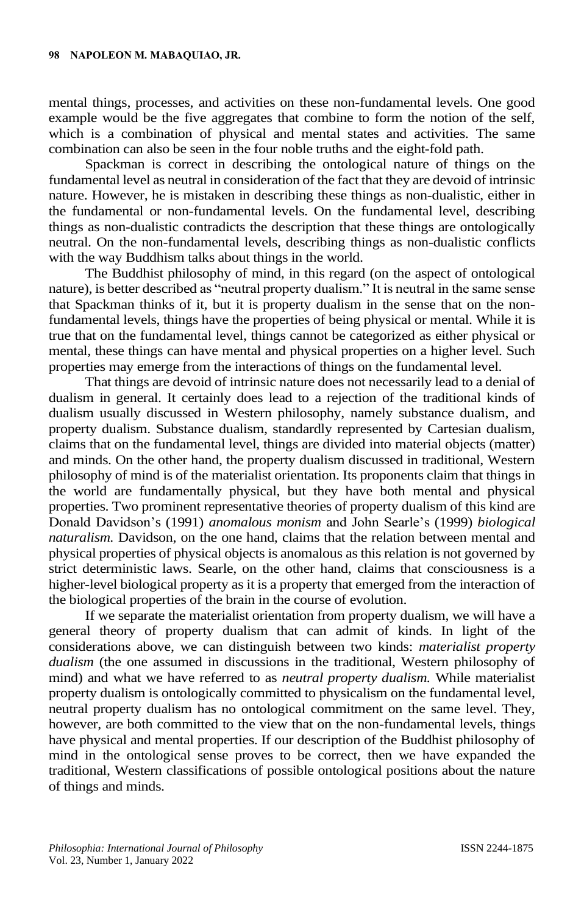mental things, processes, and activities on these non-fundamental levels. One good example would be the five aggregates that combine to form the notion of the self, which is a combination of physical and mental states and activities. The same combination can also be seen in the four noble truths and the eight-fold path.

Spackman is correct in describing the ontological nature of things on the fundamental level as neutral in consideration of the fact that they are devoid of intrinsic nature. However, he is mistaken in describing these things as non-dualistic, either in the fundamental or non-fundamental levels. On the fundamental level, describing things as non-dualistic contradicts the description that these things are ontologically neutral. On the non-fundamental levels, describing things as non-dualistic conflicts with the way Buddhism talks about things in the world.

The Buddhist philosophy of mind, in this regard (on the aspect of ontological nature), is better described as "neutral property dualism." It is neutral in the same sense that Spackman thinks of it, but it is property dualism in the sense that on the non-fundamental levels, things have the properties of being physical or mental. While it is true that on the fundamental level, things cannot be categorized as either physical or mental, these things can have mental and physical properties on a higher level. Such properties may emerge from the interactions of things on the fundamental level.

That things are devoid of intrinsic nature does not necessarily lead to a denial of dualism in general. It certainly does lead to a rejection of the traditional kinds of dualism usually discussed in Western philosophy, namely substance dualism, and property dualism. Substance dualism, standardly represented by Cartesian dualism, claims that on the fundamental level, things are divided into material objects (matter) and minds. On the other hand, the property dualism discussed in traditional, Western philosophy of mind is of the materialist orientation. Its proponents claim that things in the world are fundamentally physical, but they have both mental and physical properties. Two prominent representative theories of property dualism of this kind are Donald Davidson's (1991) *anomalous monism* and John Searle's (1999) *biological naturalism.* Davidson, on the one hand, claims that the relation between mental and physical properties of physical objects is anomalous as this relation is not governed by strict deterministic laws. Searle, on the other hand, claims that consciousness is a higher-level biological property as it is a property that emerged from the interaction of the biological properties of the brain in the course of evolution.

If we separate the materialist orientation from property dualism, we will have a general theory of property dualism that can admit of kinds. In light of the considerations above, we can distinguish between two kinds: *materialist property dualism* (the one assumed in discussions in the traditional, Western philosophy of mind) and what we have referred to as *neutral property dualism.* While materialist property dualism is ontologically committed to physicalism on the fundamental level, neutral property dualism has no ontological commitment on the same level. They, however, are both committed to the view that on the non-fundamental levels, things have physical and mental properties. If our description of the Buddhist philosophy of mind in the ontological sense proves to be correct, then we have expanded the traditional, Western classifications of possible ontological positions about the nature of things and minds.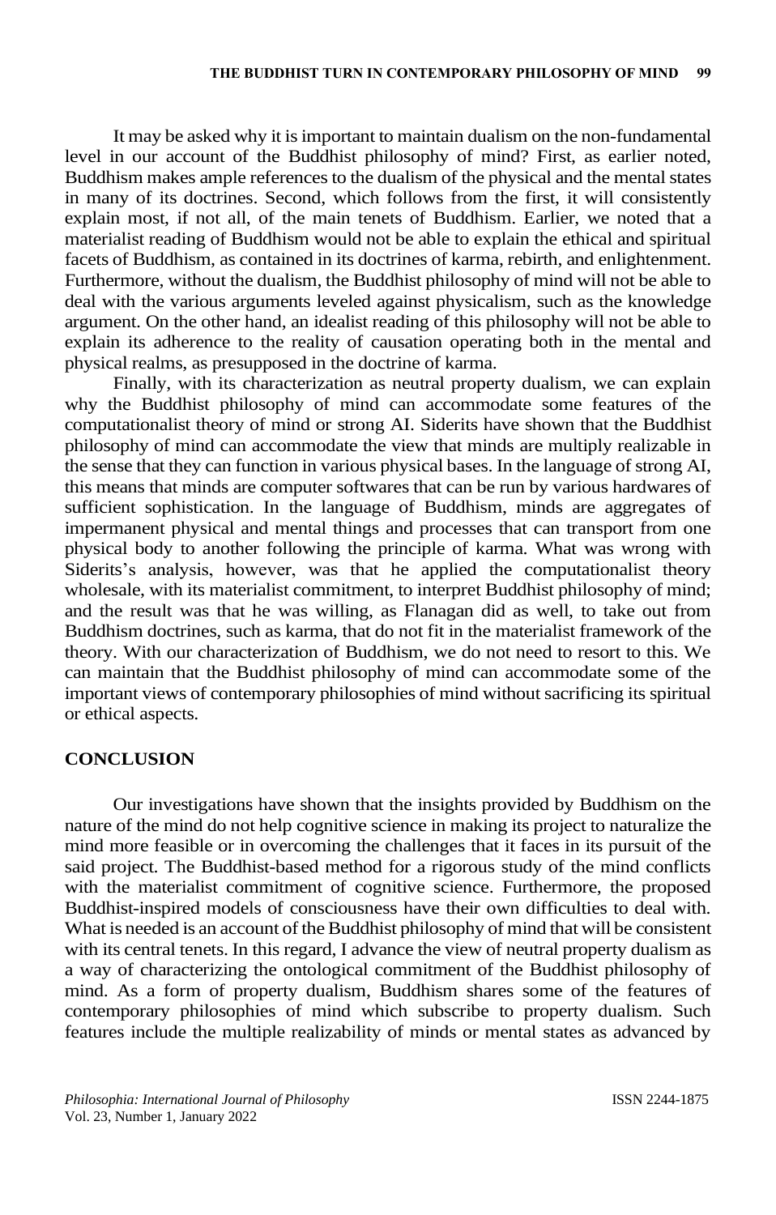It may be asked why it is important to maintain dualism on the non-fundamental level in our account of the Buddhist philosophy of mind? First, as earlier noted, Buddhism makes ample references to the dualism of the physical and the mental states in many of its doctrines. Second, which follows from the first, it will consistently explain most, if not all, of the main tenets of Buddhism. Earlier, we noted that a materialist reading of Buddhism would not be able to explain the ethical and spiritual facets of Buddhism, as contained in its doctrines of karma, rebirth, and enlightenment. Furthermore, without the dualism, the Buddhist philosophy of mind will not be able to deal with the various arguments leveled against physicalism, such as the knowledge argument. On the other hand, an idealist reading of this philosophy will not be able to explain its adherence to the reality of causation operating both in the mental and physical realms, as presupposed in the doctrine of karma.

Finally, with its characterization as neutral property dualism, we can explain why the Buddhist philosophy of mind can accommodate some features of the computationalist theory of mind or strong AI. Siderits have shown that the Buddhist philosophy of mind can accommodate the view that minds are multiply realizable in the sense that they can function in various physical bases. In the language of strong AI, this means that minds are computer softwares that can be run by various hardwares of sufficient sophistication. In the language of Buddhism, minds are aggregates of impermanent physical and mental things and processes that can transport from one physical body to another following the principle of karma. What was wrong with Siderits's analysis, however, was that he applied the computationalist theory wholesale, with its materialist commitment, to interpret Buddhist philosophy of mind; and the result was that he was willing, as Flanagan did as well, to take out from Buddhism doctrines, such as karma, that do not fit in the materialist framework of the theory. With our characterization of Buddhism, we do not need to resort to this. We can maintain that the Buddhist philosophy of mind can accommodate some of the important views of contemporary philosophies of mind without sacrificing its spiritual or ethical aspects.

## CONCLUSION

Our investigations have shown that the insights provided by Buddhism on the nature of the mind do not help cognitive science in making its project to naturalize the mind more feasible or in overcoming the challenges that it faces in its pursuit of the said project. The Buddhist-based method for a rigorous study of the mind conflicts with the materialist commitment of cognitive science. Furthermore, the proposed Buddhist-inspired models of consciousness have their own difficulties to deal with. What is needed is an account of the Buddhist philosophy of mind that will be consistent with its central tenets. In this regard, I advance the view of neutral property dualism as a way of characterizing the ontological commitment of the Buddhist philosophy of mind. As a form of property dualism, Buddhism shares some of the features of contemporary philosophies of mind which subscribe to property dualism. Such features include the multiple realizability of minds or mental states as advanced by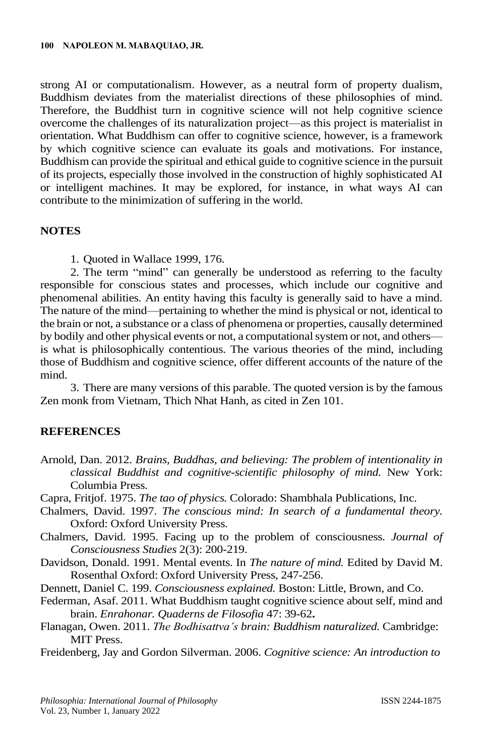strong AI or computationalism. However, as a neutral form of property dualism, Buddhism deviates from the materialist directions of these philosophies of mind. Therefore, the Buddhist turn in cognitive science will not help cognitive science overcome the challenges of its naturalization project—as this project is materialist in orientation. What Buddhism can offer to cognitive science, however, is a framework by which cognitive science can evaluate its goals and motivations. For instance, Buddhism can provide the spiritual and ethical guide to cognitive science in the pursuit of its projects, especially those involved in the construction of highly sophisticated AI or intelligent machines. It may be explored, for instance, in what ways AI can contribute to the minimization of suffering in the world.

## NOTES

1. Quoted in Wallace 1999, 176.

2. The term "mind" can generally be understood as referring to the faculty responsible for conscious states and processes, which include our cognitive and phenomenal abilities. An entity having this faculty is generally said to have a mind. The nature of the mind—pertaining to whether the mind is physical or not, identical to the brain or not, a substance or a class of phenomena or properties, causally determined by bodily and other physical events or not, a computational system or not, and others—is what is philosophically contentious. The various theories of the mind, including those of Buddhism and cognitive science, offer different accounts of the nature of the mind.

3. There are many versions of this parable. The quoted version is by the famous Zen monk from Vietnam, Thich Nhat Hanh, as cited in Zen 101.

## REFERENCES

Arnold, Dan. 2012. *Brains, Buddhas, and believing: The problem of intentionality in classical Buddhist and cognitive-scientific philosophy of mind.* New York: Columbia Press.

Capra, Fritjof. 1975. *The tao of physics.* Colorado: Shambhala Publications, Inc.

Chalmers, David. 1997. *The conscious mind: In search of a fundamental theory.* Oxford: Oxford University Press.

Chalmers, David. 1995. Facing up to the problem of consciousness. *Journal of Consciousness Studies* 2(3): 200-219.

Davidson, Donald. 1991. Mental events. In *The nature of mind.* Edited by David M. Rosenthal Oxford: Oxford University Press, 247-256.

Dennett, Daniel C. 199. *Consciousness explained.* Boston: Little, Brown, and Co.

Federman, Asaf. 2011. What Buddhism taught cognitive science about self, mind and brain. *Enrahonar. Quaderns de Filosofia* 47: 39-62**.**

Flanagan, Owen. 2011. *The Bodhisattva's brain: Buddhism naturalized.* Cambridge: MIT Press.

Freidenberg, Jay and Gordon Silverman. 2006. *Cognitive science: An introduction to*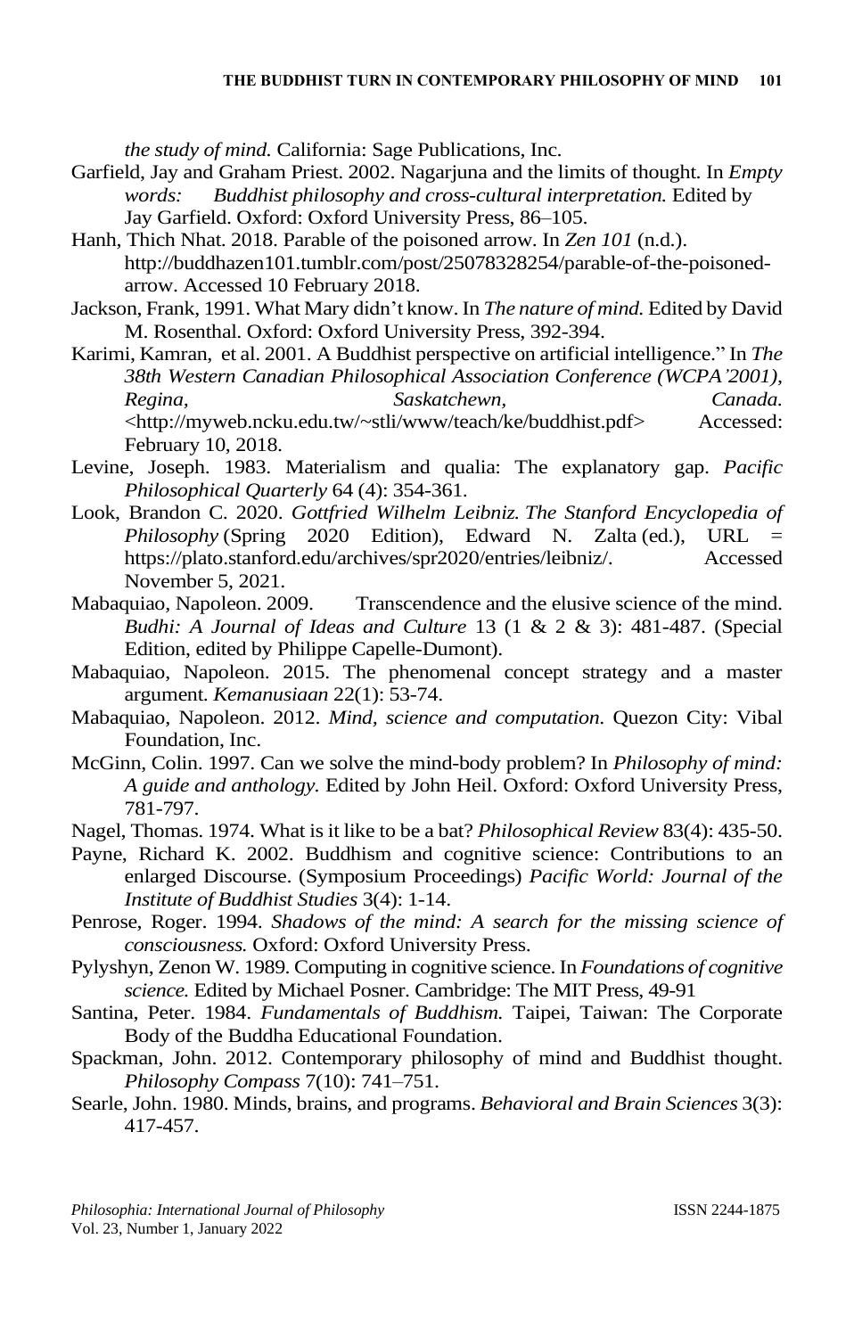*the study of mind.* California: Sage Publications, Inc.

Garfield, Jay and Graham Priest. 2002. Nagarjuna and the limits of thought. In *Empty words: Buddhist philosophy and cross-cultural interpretation.* Edited by Jay Garfield. Oxford: Oxford University Press, 86–105.

Hanh, Thich Nhat. 2018. Parable of the poisoned arrow. In *Zen 101* (n.d.). http://buddhazen101.tumblr.com/post/25078328254/parable-of-the-poisoned-arrow. Accessed 10 February 2018.

Jackson, Frank, 1991. What Mary didn't know. In *The nature of mind.* Edited by David M. Rosenthal. Oxford: Oxford University Press, 392-394.

Karimi, Kamran, et al. 2001. A Buddhist perspective on artificial intelligence." In *The 38th Western Canadian Philosophical Association Conference (WCPA'2001), Regina, Saskatchewn, Canada.* <http://myweb.ncku.edu.tw/~stli/www/teach/ke/buddhist.pdf> Accessed: February 10, 2018.

Levine, Joseph. 1983. Materialism and qualia: The explanatory gap. *Pacific Philosophical Quarterly* 64 (4): 354-361.

Look, Brandon C. 2020. *Gottfried Wilhelm Leibniz. The Stanford Encyclopedia of Philosophy* (Spring 2020 Edition), Edward N. Zalta (ed.), URL = https://plato.stanford.edu/archives/spr2020/entries/leibniz/. Accessed November 5, 2021.

Mabaquiao, Napoleon. 2009. Transcendence and the elusive science of the mind. *Budhi: A Journal of Ideas and Culture* 13 (1 & 2 & 3): 481-487. (Special Edition, edited by Philippe Capelle-Dumont).

Mabaquiao, Napoleon. 2015. The phenomenal concept strategy and a master argument. *Kemanusiaan* 22(1): 53-74.

Mabaquiao, Napoleon. 2012. *Mind, science and computation.* Quezon City: Vibal Foundation, Inc.

McGinn, Colin. 1997. Can we solve the mind-body problem? In *Philosophy of mind: A guide and anthology.* Edited by John Heil. Oxford: Oxford University Press, 781-797.

Nagel, Thomas. 1974. What is it like to be a bat? *Philosophical Review* 83(4): 435-50.

Payne, Richard K. 2002. Buddhism and cognitive science: Contributions to an enlarged Discourse. (Symposium Proceedings) *Pacific World: Journal of the Institute of Buddhist Studies* 3(4): 1-14.

Penrose, Roger. 1994. *Shadows of the mind: A search for the missing science of consciousness.* Oxford: Oxford University Press.

Pylyshyn, Zenon W. 1989. Computing in cognitive science. In *Foundations of cognitive science.* Edited by Michael Posner. Cambridge: The MIT Press, 49-91

Santina, Peter. 1984. *Fundamentals of Buddhism.* Taipei, Taiwan: The Corporate Body of the Buddha Educational Foundation.

Spackman, John. 2012. Contemporary philosophy of mind and Buddhist thought. *Philosophy Compass* 7(10): 741–751.

Searle, John. 1980. Minds, brains, and programs. *Behavioral and Brain Sciences* 3(3): 417-457.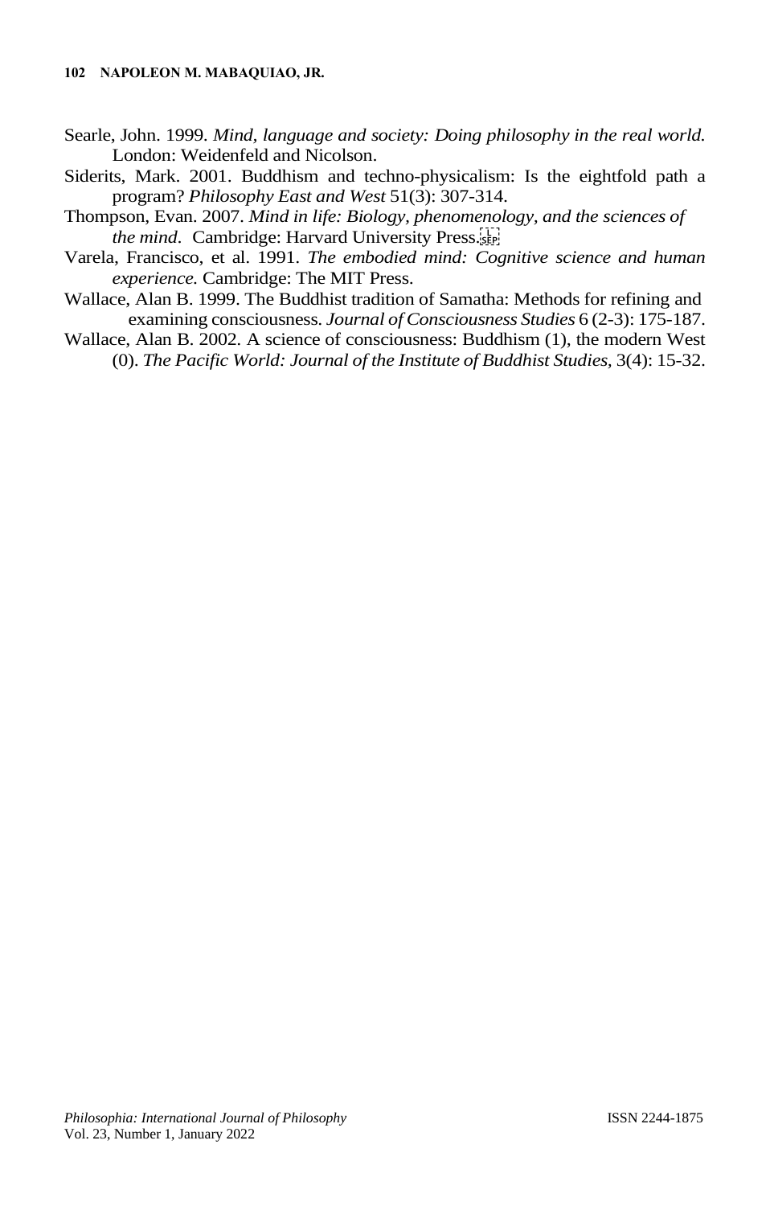Searle, John. 1999. *Mind, language and society: Doing philosophy in the real world.* London: Weidenfeld and Nicolson.

Siderits, Mark. 2001. Buddhism and techno-physicalism: Is the eightfold path a program? *Philosophy East and West* 51(3): 307-314.

Thompson, Evan. 2007. *Mind in life: Biology, phenomenology, and the sciences of the mind*. Cambridge: Harvard University Press.

Varela, Francisco, et al. 1991. *The embodied mind: Cognitive science and human experience.* Cambridge: The MIT Press.

Wallace, Alan B. 1999. The Buddhist tradition of Samatha: Methods for refining and examining consciousness. *Journal of Consciousness Studies* 6 (2-3): 175-187.

Wallace, Alan B. 2002. A science of consciousness: Buddhism (1), the modern West (0). *The Pacific World: Journal of the Institute of Buddhist Studies*, 3(4): 15-32.